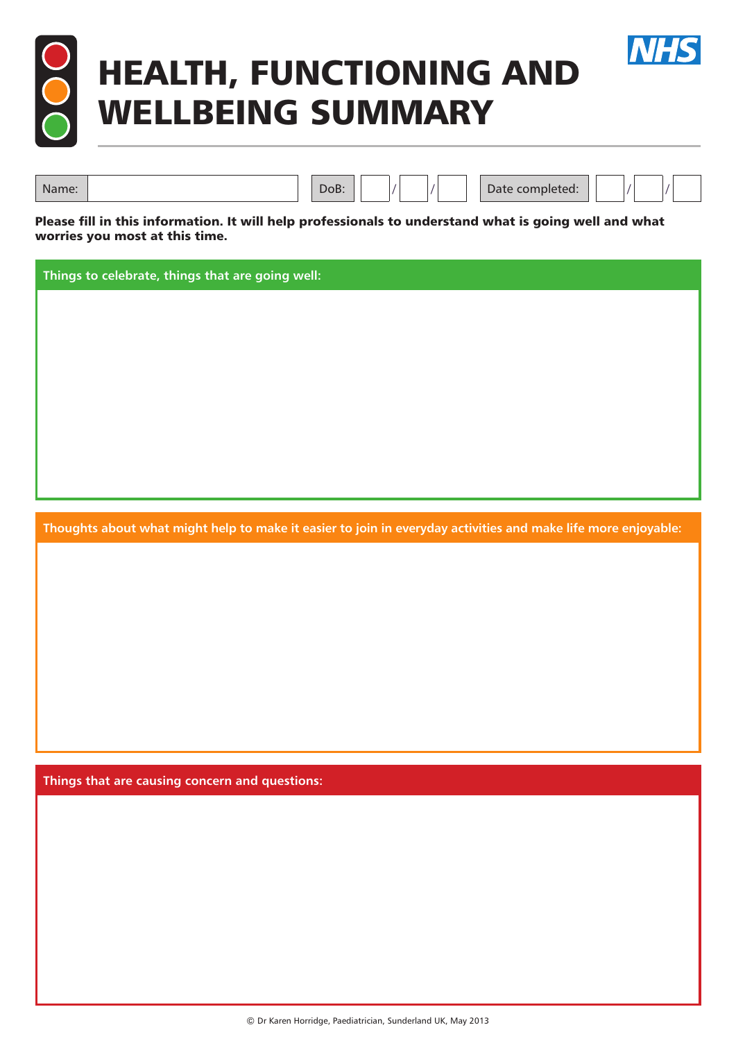# HEALTH, FUNCTIONING AND WELLBEING SUMMARY

NHS

| Name: | | DoB: | / / | Date completed: | / / |
|---|---|---|---|---|---|

**Please fill in this information. It will help professionals to understand what is going well and what worries you most at this time.**

## Things to celebrate, things that are going well:

## Thoughts about what might help to make it easier to join in everyday activities and make life more enjoyable:

## Things that are causing concern and questions:

© Dr Karen Horridge, Paediatrician, Sunderland UK, May 2013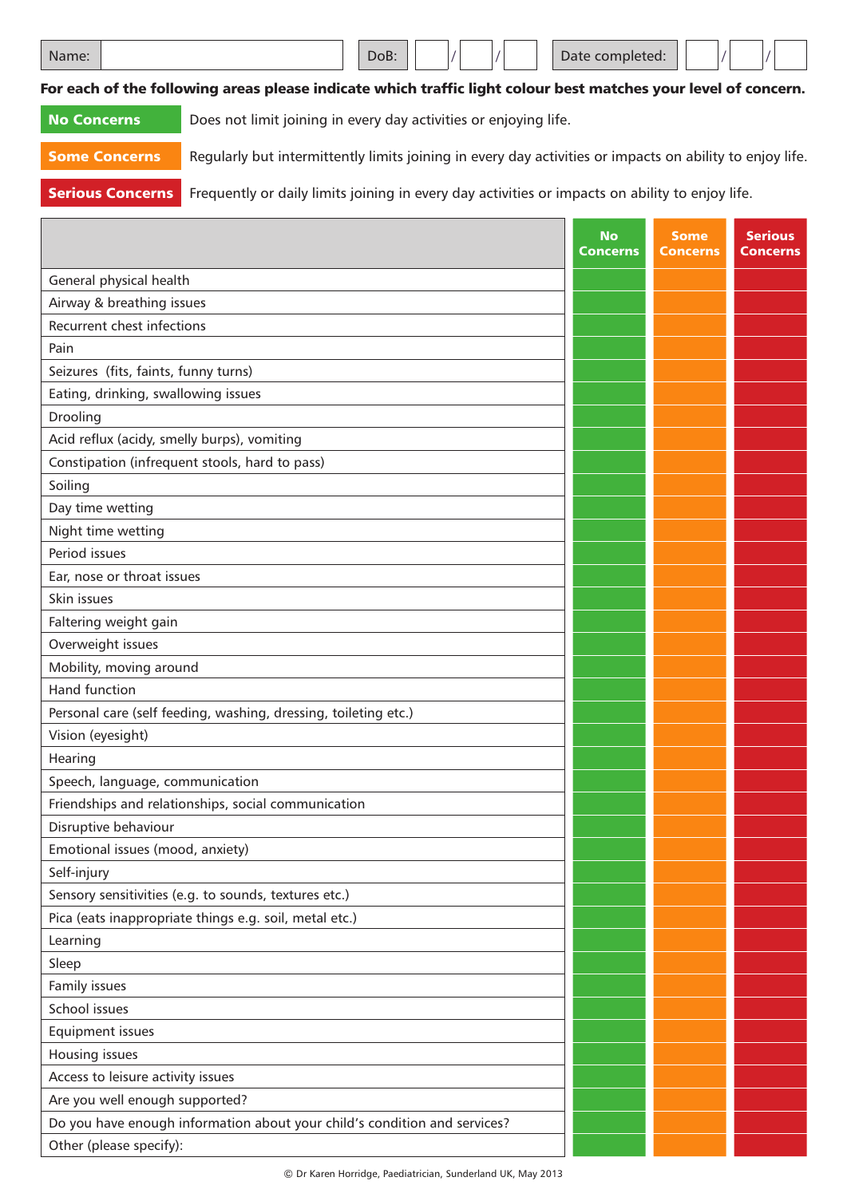| Name: | | DoB: | / / | Date completed: | / / |
|---|---|---|---|---|---|

**For each of the following areas please indicate which traffic light colour best matches your level of concern.**

| | |
|---|---|
| **No Concerns** | Does not limit joining in every day activities or enjoying life. |
| **Some Concerns** | Regularly but intermittently limits joining in every day activities or impacts on ability to enjoy life. |
| **Serious Concerns** | Frequently or daily limits joining in every day activities or impacts on ability to enjoy life. |

| | No Concerns | Some Concerns | Serious Concerns |
|---|---|---|---|
| General physical health | | | |
| Airway & breathing issues | | | |
| Recurrent chest infections | | | |
| Pain | | | |
| Seizures (fits, faints, funny turns) | | | |
| Eating, drinking, swallowing issues | | | |
| Drooling | | | |
| Acid reflux (acidy, smelly burps), vomiting | | | |
| Constipation (infrequent stools, hard to pass) | | | |
| Soiling | | | |
| Day time wetting | | | |
| Night time wetting | | | |
| Period issues | | | |
| Ear, nose or throat issues | | | |
| Skin issues | | | |
| Faltering weight gain | | | |
| Overweight issues | | | |
| Mobility, moving around | | | |
| Hand function | | | |
| Personal care (self feeding, washing, dressing, toileting etc.) | | | |
| Vision (eyesight) | | | |
| Hearing | | | |
| Speech, language, communication | | | |
| Friendships and relationships, social communication | | | |
| Disruptive behaviour | | | |
| Emotional issues (mood, anxiety) | | | |
| Self-injury | | | |
| Sensory sensitivities (e.g. to sounds, textures etc.) | | | |
| Pica (eats inappropriate things e.g. soil, metal etc.) | | | |
| Learning | | | |
| Sleep | | | |
| Family issues | | | |
| School issues | | | |
| Equipment issues | | | |
| Housing issues | | | |
| Access to leisure activity issues | | | |
| Are you well enough supported? | | | |
| Do you have enough information about your child's condition and services? | | | |
| Other (please specify): | | | |

© Dr Karen Horridge, Paediatrician, Sunderland UK, May 2013